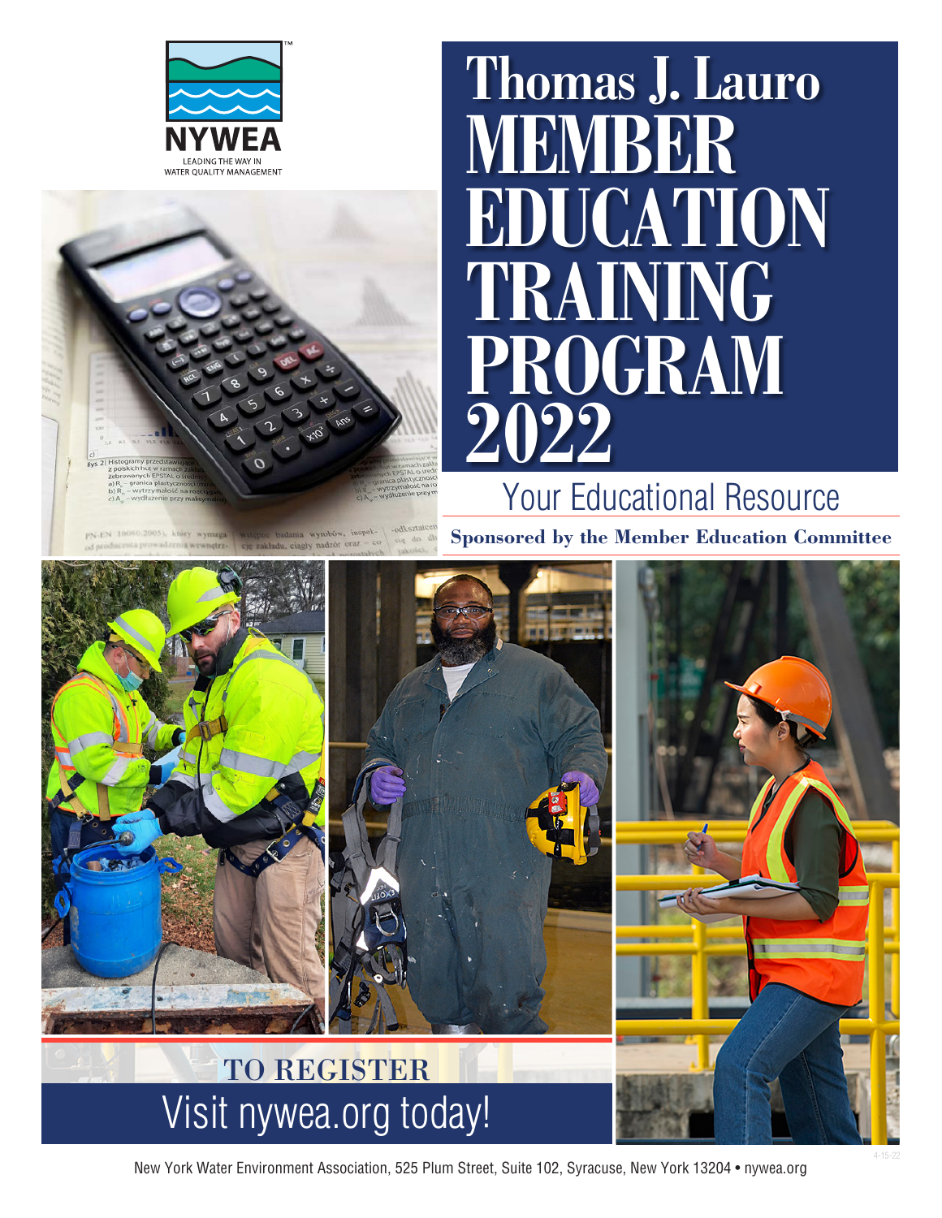NYWEA

LEADING THE WAY IN WATER QUALITY MANAGEMENT

# Thomas J. Lauro MEMBER EDUCATION TRAINING PROGRAM 2022

## Your Educational Resource

**Sponsored by the Member Education Committee**

**TO REGISTER**

Visit nywea.org today!

New York Water Environment Association, 525 Plum Street, Suite 102, Syracuse, New York 13204 • nywea.org

4-15-22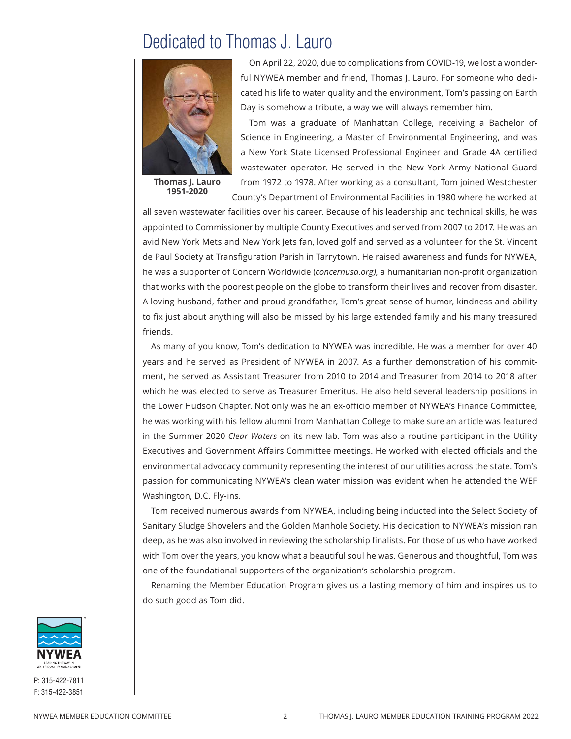# Dedicated to Thomas J. Lauro

**Thomas J. Lauro**
**1951-2020**

On April 22, 2020, due to complications from COVID-19, we lost a wonderful NYWEA member and friend, Thomas J. Lauro. For someone who dedicated his life to water quality and the environment, Tom's passing on Earth Day is somehow a tribute, a way we will always remember him.

Tom was a graduate of Manhattan College, receiving a Bachelor of Science in Engineering, a Master of Environmental Engineering, and was a New York State Licensed Professional Engineer and Grade 4A certified wastewater operator. He served in the New York Army National Guard from 1972 to 1978. After working as a consultant, Tom joined Westchester County's Department of Environmental Facilities in 1980 where he worked at all seven wastewater facilities over his career. Because of his leadership and technical skills, he was appointed to Commissioner by multiple County Executives and served from 2007 to 2017. He was an avid New York Mets and New York Jets fan, loved golf and served as a volunteer for the St. Vincent de Paul Society at Transfiguration Parish in Tarrytown. He raised awareness and funds for NYWEA, he was a supporter of Concern Worldwide (*concernusa.org)*, a humanitarian non-profit organization that works with the poorest people on the globe to transform their lives and recover from disaster. A loving husband, father and proud grandfather, Tom's great sense of humor, kindness and ability to fix just about anything will also be missed by his large extended family and his many treasured friends.

As many of you know, Tom's dedication to NYWEA was incredible. He was a member for over 40 years and he served as President of NYWEA in 2007. As a further demonstration of his commitment, he served as Assistant Treasurer from 2010 to 2014 and Treasurer from 2014 to 2018 after which he was elected to serve as Treasurer Emeritus. He also held several leadership positions in the Lower Hudson Chapter. Not only was he an ex-officio member of NYWEA's Finance Committee, he was working with his fellow alumni from Manhattan College to make sure an article was featured in the Summer 2020 *Clear Waters* on its new lab. Tom was also a routine participant in the Utility Executives and Government Affairs Committee meetings. He worked with elected officials and the environmental advocacy community representing the interest of our utilities across the state. Tom's passion for communicating NYWEA's clean water mission was evident when he attended the WEF Washington, D.C. Fly-ins.

Tom received numerous awards from NYWEA, including being inducted into the Select Society of Sanitary Sludge Shovelers and the Golden Manhole Society. His dedication to NYWEA's mission ran deep, as he was also involved in reviewing the scholarship finalists. For those of us who have worked with Tom over the years, you know what a beautiful soul he was. Generous and thoughtful, Tom was one of the foundational supporters of the organization's scholarship program.

Renaming the Member Education Program gives us a lasting memory of him and inspires us to do such good as Tom did.

NYWEA
LEADING THE WAY IN WATER QUALITY MANAGEMENT

P: 315-422-7811
F: 315-422-3851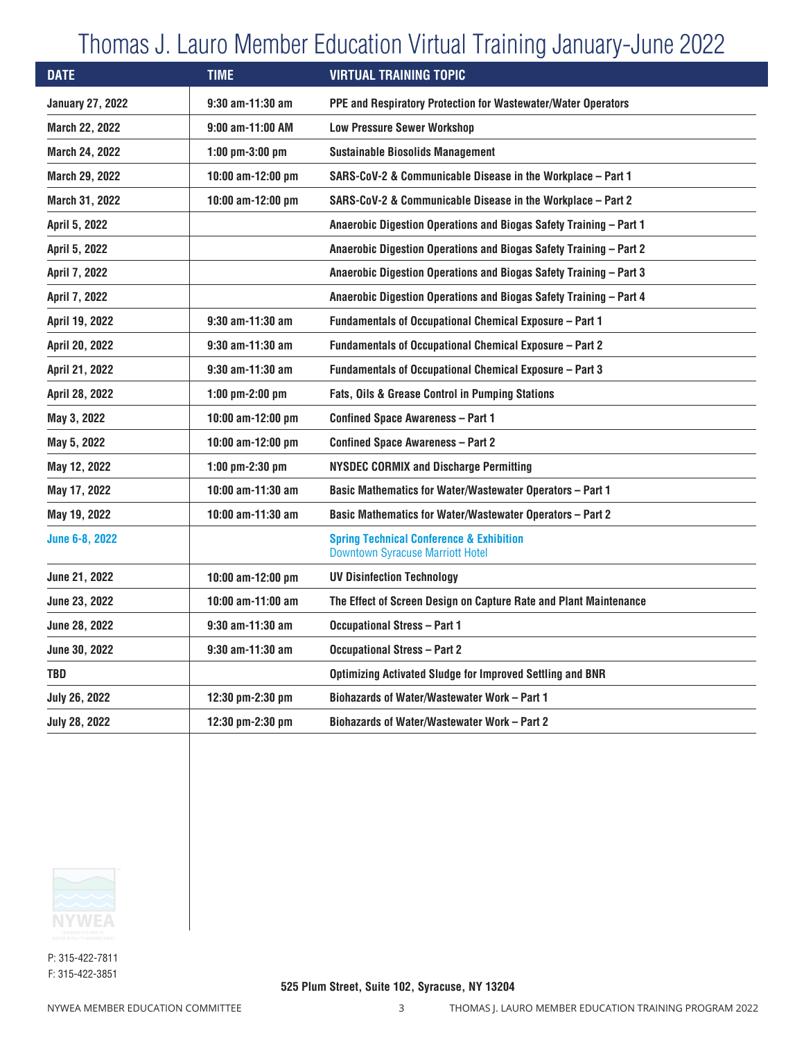# Thomas J. Lauro Member Education Virtual Training January-June 2022

| DATE | TIME | VIRTUAL TRAINING TOPIC |
|---|---|---|
| January 27, 2022 | 9:30 am-11:30 am | PPE and Respiratory Protection for Wastewater/Water Operators |
| March 22, 2022 | 9:00 am-11:00 AM | Low Pressure Sewer Workshop |
| March 24, 2022 | 1:00 pm-3:00 pm | Sustainable Biosolids Management |
| March 29, 2022 | 10:00 am-12:00 pm | SARS-CoV-2 & Communicable Disease in the Workplace – Part 1 |
| March 31, 2022 | 10:00 am-12:00 pm | SARS-CoV-2 & Communicable Disease in the Workplace – Part 2 |
| April 5, 2022 | | Anaerobic Digestion Operations and Biogas Safety Training – Part 1 |
| April 5, 2022 | | Anaerobic Digestion Operations and Biogas Safety Training – Part 2 |
| April 7, 2022 | | Anaerobic Digestion Operations and Biogas Safety Training – Part 3 |
| April 7, 2022 | | Anaerobic Digestion Operations and Biogas Safety Training – Part 4 |
| April 19, 2022 | 9:30 am-11:30 am | Fundamentals of Occupational Chemical Exposure – Part 1 |
| April 20, 2022 | 9:30 am-11:30 am | Fundamentals of Occupational Chemical Exposure – Part 2 |
| April 21, 2022 | 9:30 am-11:30 am | Fundamentals of Occupational Chemical Exposure – Part 3 |
| April 28, 2022 | 1:00 pm-2:00 pm | Fats, Oils & Grease Control in Pumping Stations |
| May 3, 2022 | 10:00 am-12:00 pm | Confined Space Awareness – Part 1 |
| May 5, 2022 | 10:00 am-12:00 pm | Confined Space Awareness – Part 2 |
| May 12, 2022 | 1:00 pm-2:30 pm | NYSDEC CORMIX and Discharge Permitting |
| May 17, 2022 | 10:00 am-11:30 am | Basic Mathematics for Water/Wastewater Operators – Part 1 |
| May 19, 2022 | 10:00 am-11:30 am | Basic Mathematics for Water/Wastewater Operators – Part 2 |
| June 6-8, 2022 | | Spring Technical Conference & Exhibition<br>Downtown Syracuse Marriott Hotel |
| June 21, 2022 | 10:00 am-12:00 pm | UV Disinfection Technology |
| June 23, 2022 | 10:00 am-11:00 am | The Effect of Screen Design on Capture Rate and Plant Maintenance |
| June 28, 2022 | 9:30 am-11:30 am | Occupational Stress – Part 1 |
| June 30, 2022 | 9:30 am-11:30 am | Occupational Stress – Part 2 |
| TBD | | Optimizing Activated Sludge for Improved Settling and BNR |
| July 26, 2022 | 12:30 pm-2:30 pm | Biohazards of Water/Wastewater Work – Part 1 |
| July 28, 2022 | 12:30 pm-2:30 pm | Biohazards of Water/Wastewater Work – Part 2 |

NYWEA
LEADING THE WAY IN WATER QUALITY MANAGEMENT

P: 315-422-7811
F: 315-422-3851

525 Plum Street, Suite 102, Syracuse, NY 13204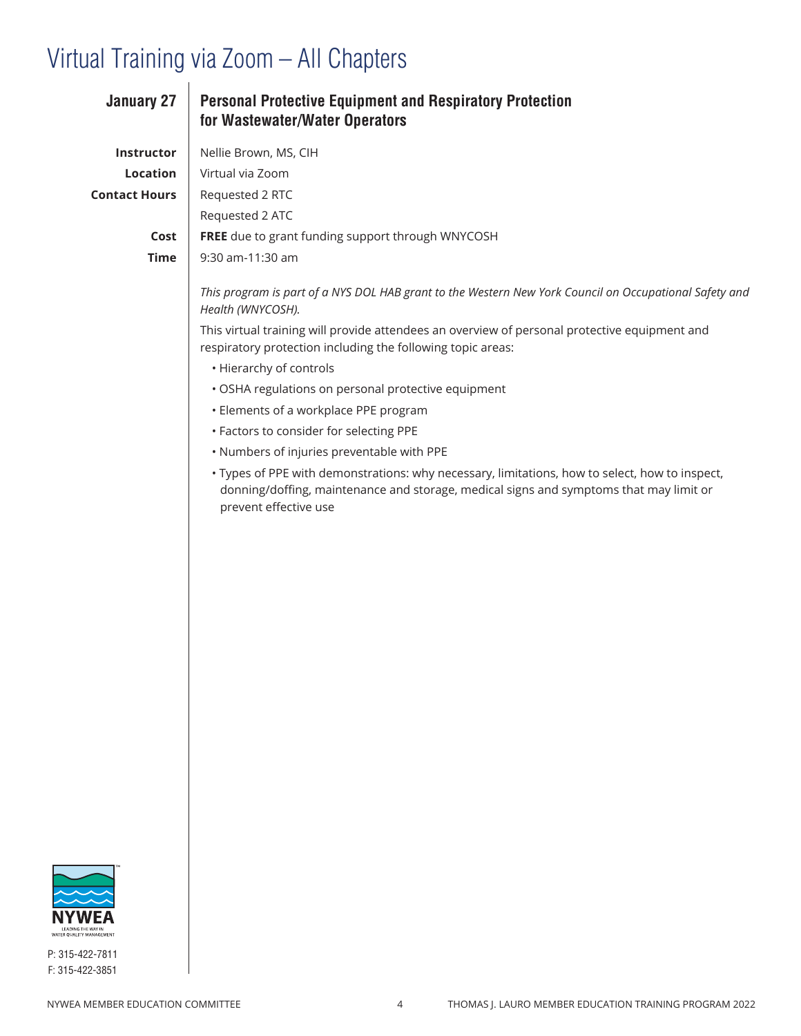# Virtual Training via Zoom – All Chapters

## January 27 — Personal Protective Equipment and Respiratory Protection for Wastewater/Water Operators

**Instructor** Nellie Brown, MS, CIH

**Location** Virtual via Zoom

**Contact Hours** Requested 2 RTC
Requested 2 ATC

**Cost** **FREE** due to grant funding support through WNYCOSH

**Time** 9:30 am-11:30 am

*This program is part of a NYS DOL HAB grant to the Western New York Council on Occupational Safety and Health (WNYCOSH).*

This virtual training will provide attendees an overview of personal protective equipment and respiratory protection including the following topic areas:

- Hierarchy of controls
- OSHA regulations on personal protective equipment
- Elements of a workplace PPE program
- Factors to consider for selecting PPE
- Numbers of injuries preventable with PPE
- Types of PPE with demonstrations: why necessary, limitations, how to select, how to inspect, donning/doffing, maintenance and storage, medical signs and symptoms that may limit or prevent effective use

NYWEA
LEADING THE WAY IN WATER QUALITY MANAGEMENT

P: 315-422-7811
F: 315-422-3851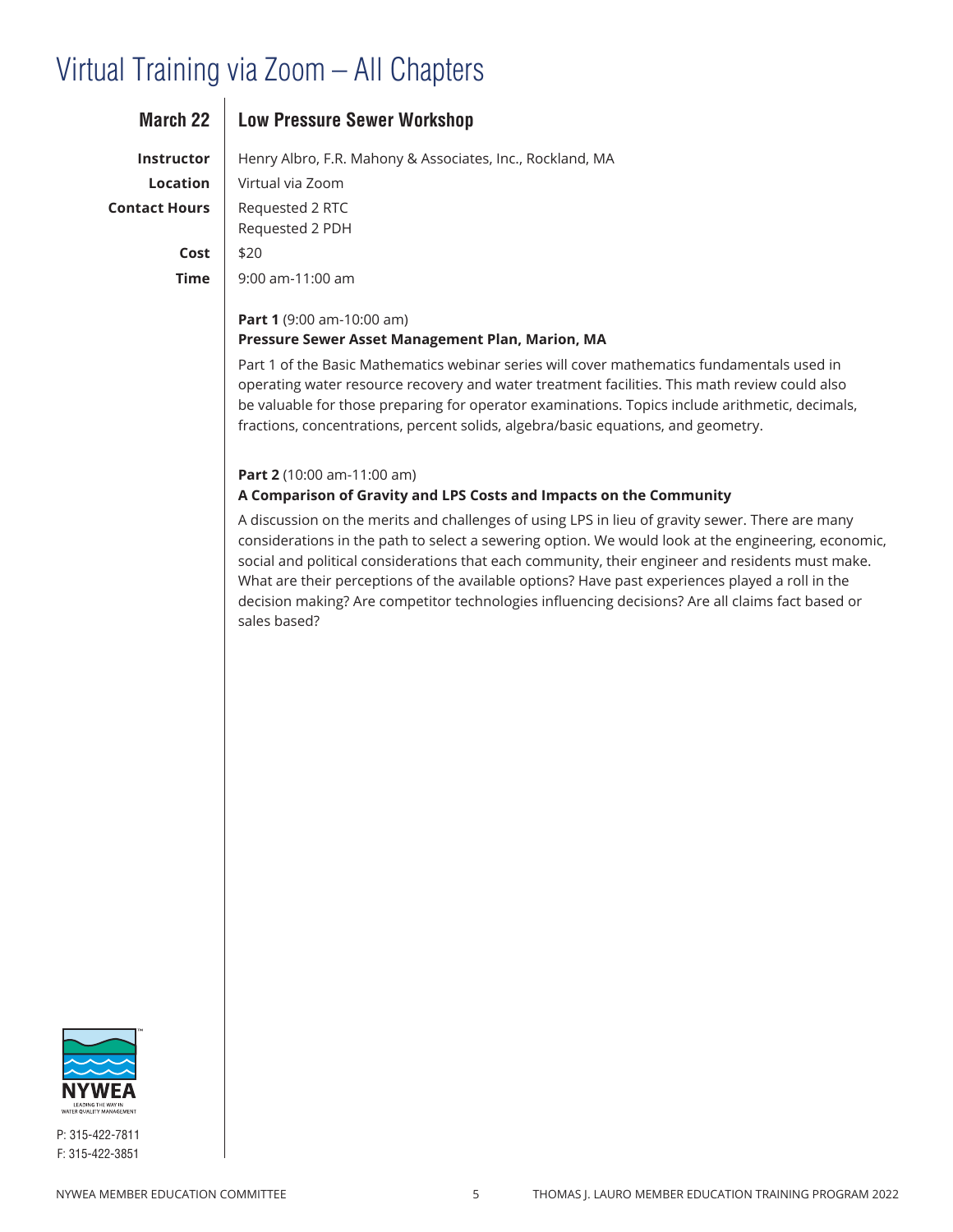# Virtual Training via Zoom – All Chapters

## March 22 — Low Pressure Sewer Workshop

**Instructor** Henry Albro, F.R. Mahony & Associates, Inc., Rockland, MA

**Location** Virtual via Zoom

**Contact Hours** Requested 2 RTC
Requested 2 PDH

**Cost** $20

**Time** 9:00 am-11:00 am

**Part 1** (9:00 am-10:00 am)
**Pressure Sewer Asset Management Plan, Marion, MA**

Part 1 of the Basic Mathematics webinar series will cover mathematics fundamentals used in operating water resource recovery and water treatment facilities. This math review could also be valuable for those preparing for operator examinations. Topics include arithmetic, decimals, fractions, concentrations, percent solids, algebra/basic equations, and geometry.

**Part 2** (10:00 am-11:00 am)
**A Comparison of Gravity and LPS Costs and Impacts on the Community**

A discussion on the merits and challenges of using LPS in lieu of gravity sewer. There are many considerations in the path to select a sewering option. We would look at the engineering, economic, social and political considerations that each community, their engineer and residents must make. What are their perceptions of the available options? Have past experiences played a roll in the decision making? Are competitor technologies influencing decisions? Are all claims fact based or sales based?

NYWEA
LEADING THE WAY IN WATER QUALITY MANAGEMENT

P: 315-422-7811
F: 315-422-3851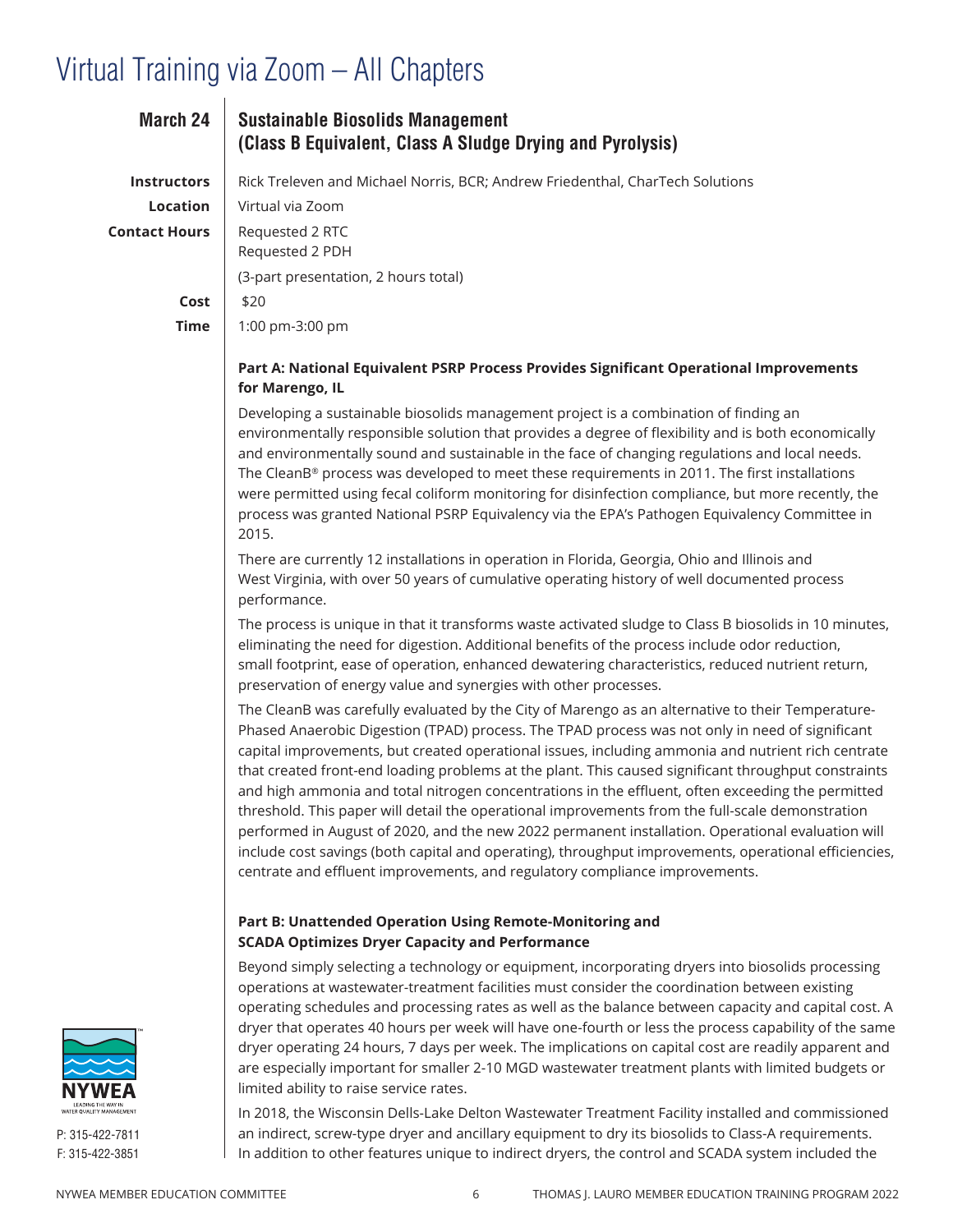# Virtual Training via Zoom – All Chapters

## March 24 — Sustainable Biosolids Management (Class B Equivalent, Class A Sludge Drying and Pyrolysis)

**Instructors:** Rick Treleven and Michael Norris, BCR; Andrew Friedenthal, CharTech Solutions

**Location:** Virtual via Zoom

**Contact Hours:** Requested 2 RTC
Requested 2 PDH

(3-part presentation, 2 hours total)

**Cost:** $20

**Time:** 1:00 pm-3:00 pm

**Part A: National Equivalent PSRP Process Provides Significant Operational Improvements for Marengo, IL**

Developing a sustainable biosolids management project is a combination of finding an environmentally responsible solution that provides a degree of flexibility and is both economically and environmentally sound and sustainable in the face of changing regulations and local needs. The CleanB® process was developed to meet these requirements in 2011. The first installations were permitted using fecal coliform monitoring for disinfection compliance, but more recently, the process was granted National PSRP Equivalency via the EPA's Pathogen Equivalency Committee in 2015.

There are currently 12 installations in operation in Florida, Georgia, Ohio and Illinois and West Virginia, with over 50 years of cumulative operating history of well documented process performance.

The process is unique in that it transforms waste activated sludge to Class B biosolids in 10 minutes, eliminating the need for digestion. Additional benefits of the process include odor reduction, small footprint, ease of operation, enhanced dewatering characteristics, reduced nutrient return, preservation of energy value and synergies with other processes.

The CleanB was carefully evaluated by the City of Marengo as an alternative to their Temperature-Phased Anaerobic Digestion (TPAD) process. The TPAD process was not only in need of significant capital improvements, but created operational issues, including ammonia and nutrient rich centrate that created front-end loading problems at the plant. This caused significant throughput constraints and high ammonia and total nitrogen concentrations in the effluent, often exceeding the permitted threshold. This paper will detail the operational improvements from the full-scale demonstration performed in August of 2020, and the new 2022 permanent installation. Operational evaluation will include cost savings (both capital and operating), throughput improvements, operational efficiencies, centrate and effluent improvements, and regulatory compliance improvements.

**Part B: Unattended Operation Using Remote-Monitoring and SCADA Optimizes Dryer Capacity and Performance**

Beyond simply selecting a technology or equipment, incorporating dryers into biosolids processing operations at wastewater-treatment facilities must consider the coordination between existing operating schedules and processing rates as well as the balance between capacity and capital cost. A dryer that operates 40 hours per week will have one-fourth or less the process capability of the same dryer operating 24 hours, 7 days per week. The implications on capital cost are readily apparent and are especially important for smaller 2-10 MGD wastewater treatment plants with limited budgets or limited ability to raise service rates.

In 2018, the Wisconsin Dells-Lake Delton Wastewater Treatment Facility installed and commissioned an indirect, screw-type dryer and ancillary equipment to dry its biosolids to Class-A requirements. In addition to other features unique to indirect dryers, the control and SCADA system included the

NYWEA

P: 315-422-7811
F: 315-422-3851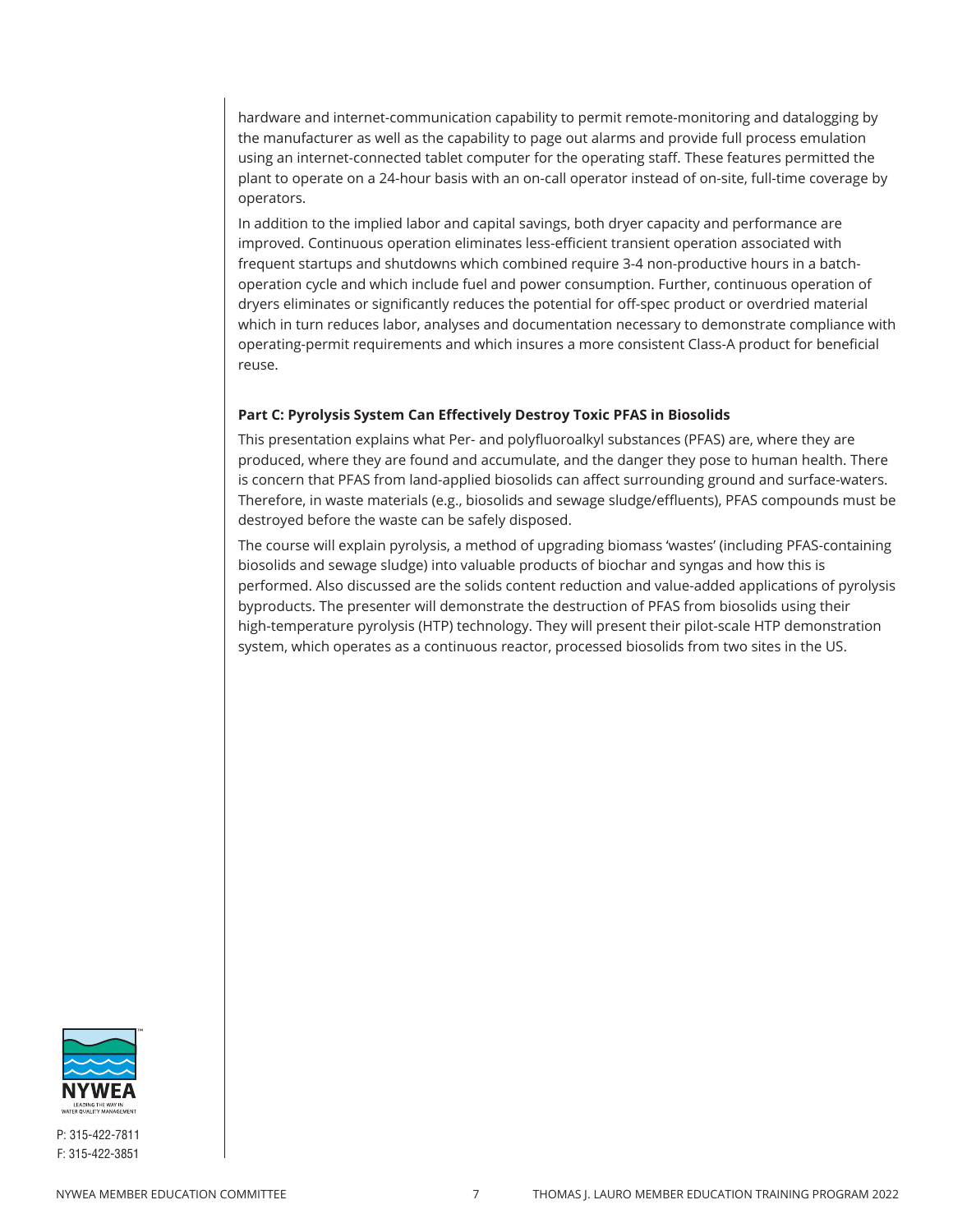hardware and internet-communication capability to permit remote-monitoring and datalogging by the manufacturer as well as the capability to page out alarms and provide full process emulation using an internet-connected tablet computer for the operating staff. These features permitted the plant to operate on a 24-hour basis with an on-call operator instead of on-site, full-time coverage by operators.

In addition to the implied labor and capital savings, both dryer capacity and performance are improved. Continuous operation eliminates less-efficient transient operation associated with frequent startups and shutdowns which combined require 3-4 non-productive hours in a batch-operation cycle and which include fuel and power consumption. Further, continuous operation of dryers eliminates or significantly reduces the potential for off-spec product or overdried material which in turn reduces labor, analyses and documentation necessary to demonstrate compliance with operating-permit requirements and which insures a more consistent Class-A product for beneficial reuse.

**Part C: Pyrolysis System Can Effectively Destroy Toxic PFAS in Biosolids**

This presentation explains what Per- and polyfluoroalkyl substances (PFAS) are, where they are produced, where they are found and accumulate, and the danger they pose to human health. There is concern that PFAS from land-applied biosolids can affect surrounding ground and surface-waters. Therefore, in waste materials (e.g., biosolids and sewage sludge/effluents), PFAS compounds must be destroyed before the waste can be safely disposed.

The course will explain pyrolysis, a method of upgrading biomass 'wastes' (including PFAS-containing biosolids and sewage sludge) into valuable products of biochar and syngas and how this is performed. Also discussed are the solids content reduction and value-added applications of pyrolysis byproducts. The presenter will demonstrate the destruction of PFAS from biosolids using their high-temperature pyrolysis (HTP) technology. They will present their pilot-scale HTP demonstration system, which operates as a continuous reactor, processed biosolids from two sites in the US.

NYWEA
LEADING THE WAY IN WATER QUALITY MANAGEMENT

P: 315-422-7811
F: 315-422-3851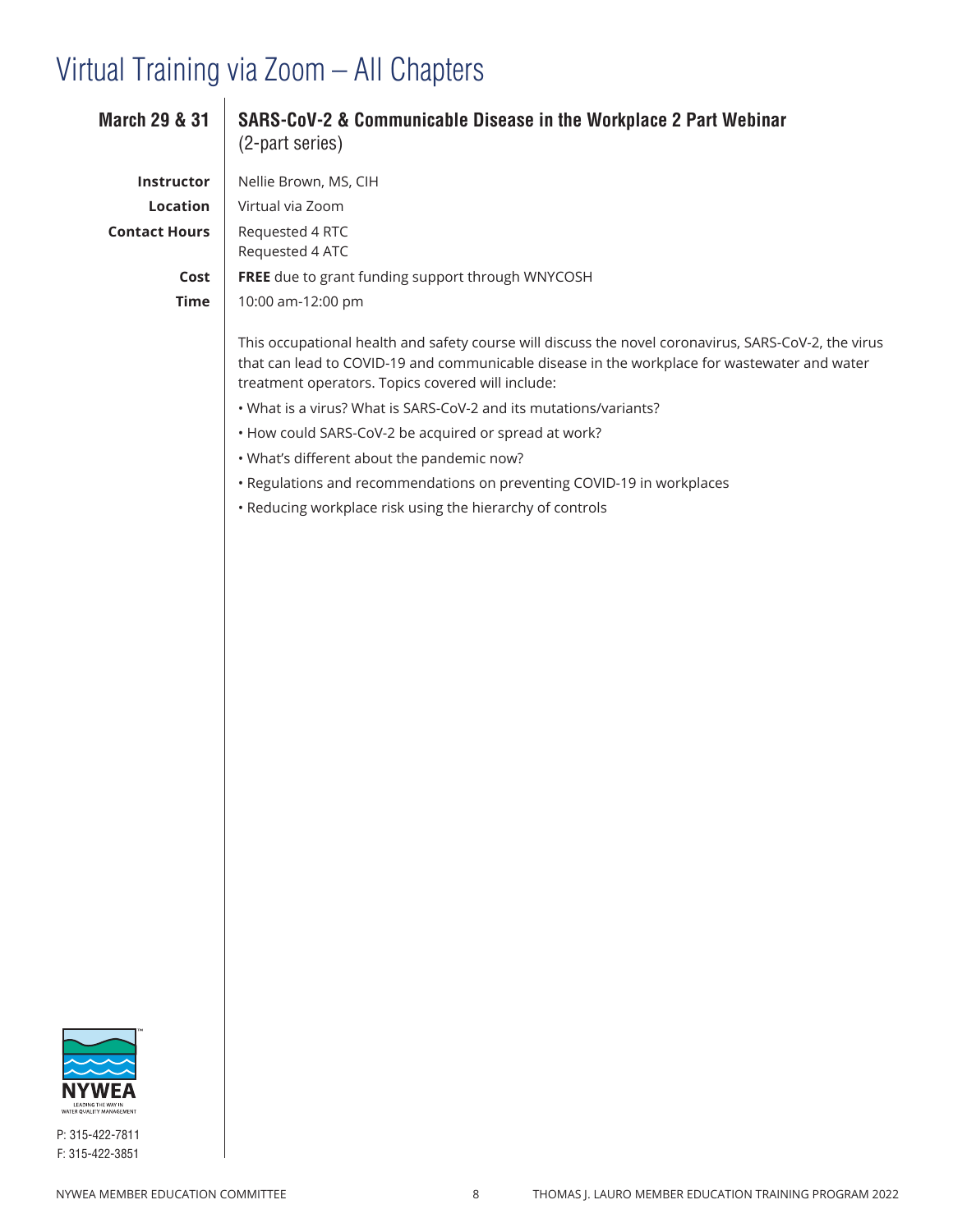# Virtual Training via Zoom – All Chapters

## March 29 & 31

### SARS-CoV-2 & Communicable Disease in the Workplace 2 Part Webinar
(2-part series)

**Instructor** Nellie Brown, MS, CIH

**Location** Virtual via Zoom

**Contact Hours** Requested 4 RTC
Requested 4 ATC

**Cost** **FREE** due to grant funding support through WNYCOSH

**Time** 10:00 am-12:00 pm

This occupational health and safety course will discuss the novel coronavirus, SARS-CoV-2, the virus that can lead to COVID-19 and communicable disease in the workplace for wastewater and water treatment operators. Topics covered will include:

- What is a virus? What is SARS-CoV-2 and its mutations/variants?
- How could SARS-CoV-2 be acquired or spread at work?
- What's different about the pandemic now?
- Regulations and recommendations on preventing COVID-19 in workplaces
- Reducing workplace risk using the hierarchy of controls

NYWEA
LEADING THE WAY IN WATER QUALITY MANAGEMENT

P: 315-422-7811
F: 315-422-3851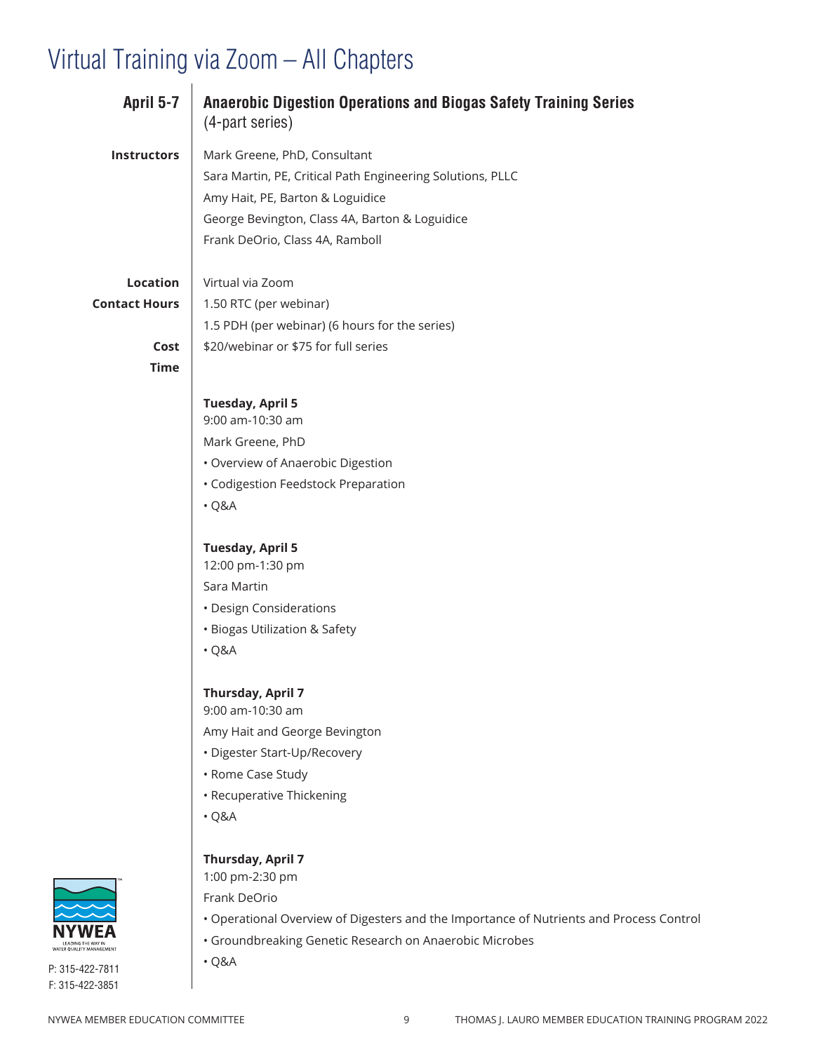# Virtual Training via Zoom – All Chapters

## April 5-7 — Anaerobic Digestion Operations and Biogas Safety Training Series

(4-part series)

**Instructors**
Mark Greene, PhD, Consultant
Sara Martin, PE, Critical Path Engineering Solutions, PLLC
Amy Hait, PE, Barton & Loguidice
George Bevington, Class 4A, Barton & Loguidice
Frank DeOrio, Class 4A, Ramboll

**Location** Virtual via Zoom

**Contact Hours** 1.50 RTC (per webinar)
1.5 PDH (per webinar) (6 hours for the series)

**Cost** $20/webinar or $75 for full series

**Time**

**Tuesday, April 5**
9:00 am-10:30 am
Mark Greene, PhD
- Overview of Anaerobic Digestion
- Codigestion Feedstock Preparation
- Q&A

**Tuesday, April 5**
12:00 pm-1:30 pm
Sara Martin
- Design Considerations
- Biogas Utilization & Safety
- Q&A

**Thursday, April 7**
9:00 am-10:30 am
Amy Hait and George Bevington
- Digester Start-Up/Recovery
- Rome Case Study
- Recuperative Thickening
- Q&A

**Thursday, April 7**
1:00 pm-2:30 pm
Frank DeOrio
- Operational Overview of Digesters and the Importance of Nutrients and Process Control
- Groundbreaking Genetic Research on Anaerobic Microbes
- Q&A

NYWEA
LEADING THE WAY IN WATER QUALITY MANAGEMENT

P: 315-422-7811
F: 315-422-3851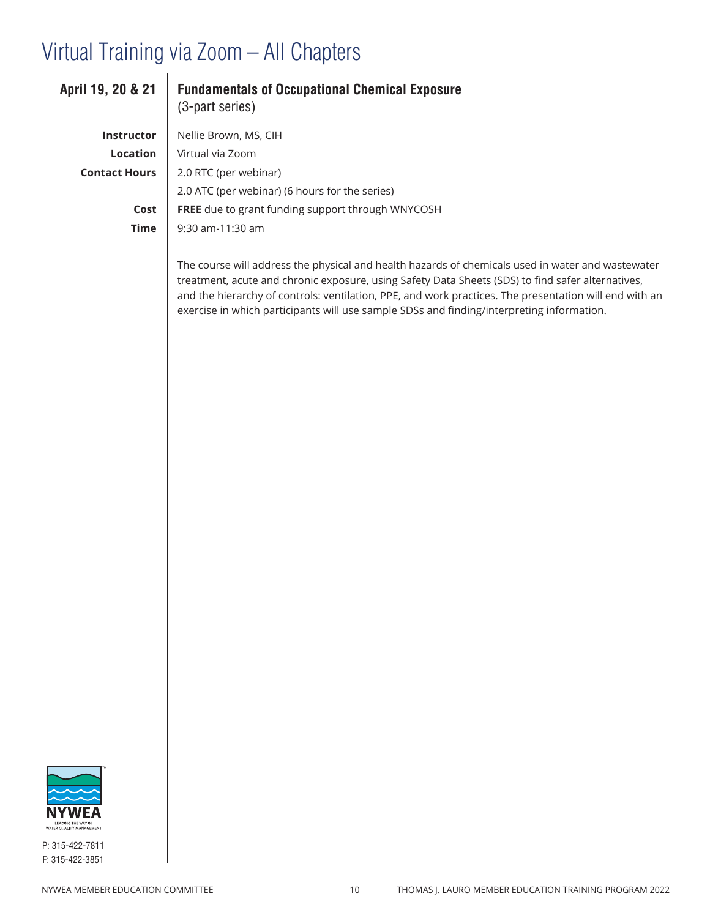# Virtual Training via Zoom – All Chapters

## April 19, 20 & 21

### Fundamentals of Occupational Chemical Exposure
(3-part series)

| | |
|---|---|
| **Instructor** | Nellie Brown, MS, CIH |
| **Location** | Virtual via Zoom |
| **Contact Hours** | 2.0 RTC (per webinar) |
| | 2.0 ATC (per webinar) (6 hours for the series) |
| **Cost** | **FREE** due to grant funding support through WNYCOSH |
| **Time** | 9:30 am-11:30 am |

The course will address the physical and health hazards of chemicals used in water and wastewater treatment, acute and chronic exposure, using Safety Data Sheets (SDS) to find safer alternatives, and the hierarchy of controls: ventilation, PPE, and work practices. The presentation will end with an exercise in which participants will use sample SDSs and finding/interpreting information.

NYWEA
LEADING THE WAY IN WATER QUALITY MANAGEMENT

P: 315-422-7811
F: 315-422-3851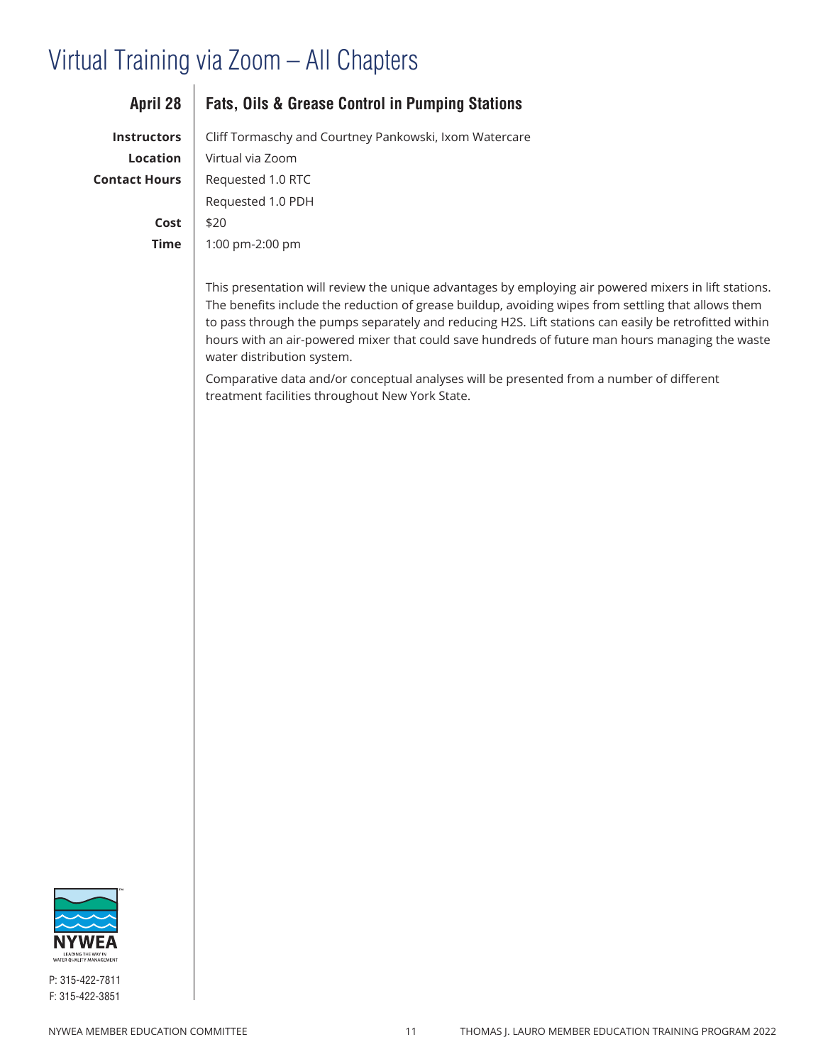# Virtual Training via Zoom – All Chapters

## April 28 | Fats, Oils & Grease Control in Pumping Stations

**Instructors** Cliff Tormaschy and Courtney Pankowski, Ixom Watercare

**Location** Virtual via Zoom

**Contact Hours** Requested 1.0 RTC
Requested 1.0 PDH

**Cost** $20

**Time** 1:00 pm-2:00 pm

This presentation will review the unique advantages by employing air powered mixers in lift stations. The benefits include the reduction of grease buildup, avoiding wipes from settling that allows them to pass through the pumps separately and reducing H2S. Lift stations can easily be retrofitted within hours with an air-powered mixer that could save hundreds of future man hours managing the waste water distribution system.

Comparative data and/or conceptual analyses will be presented from a number of different treatment facilities throughout New York State.

NYWEA
LEADING THE WAY IN WATER QUALITY MANAGEMENT

P: 315-422-7811
F: 315-422-3851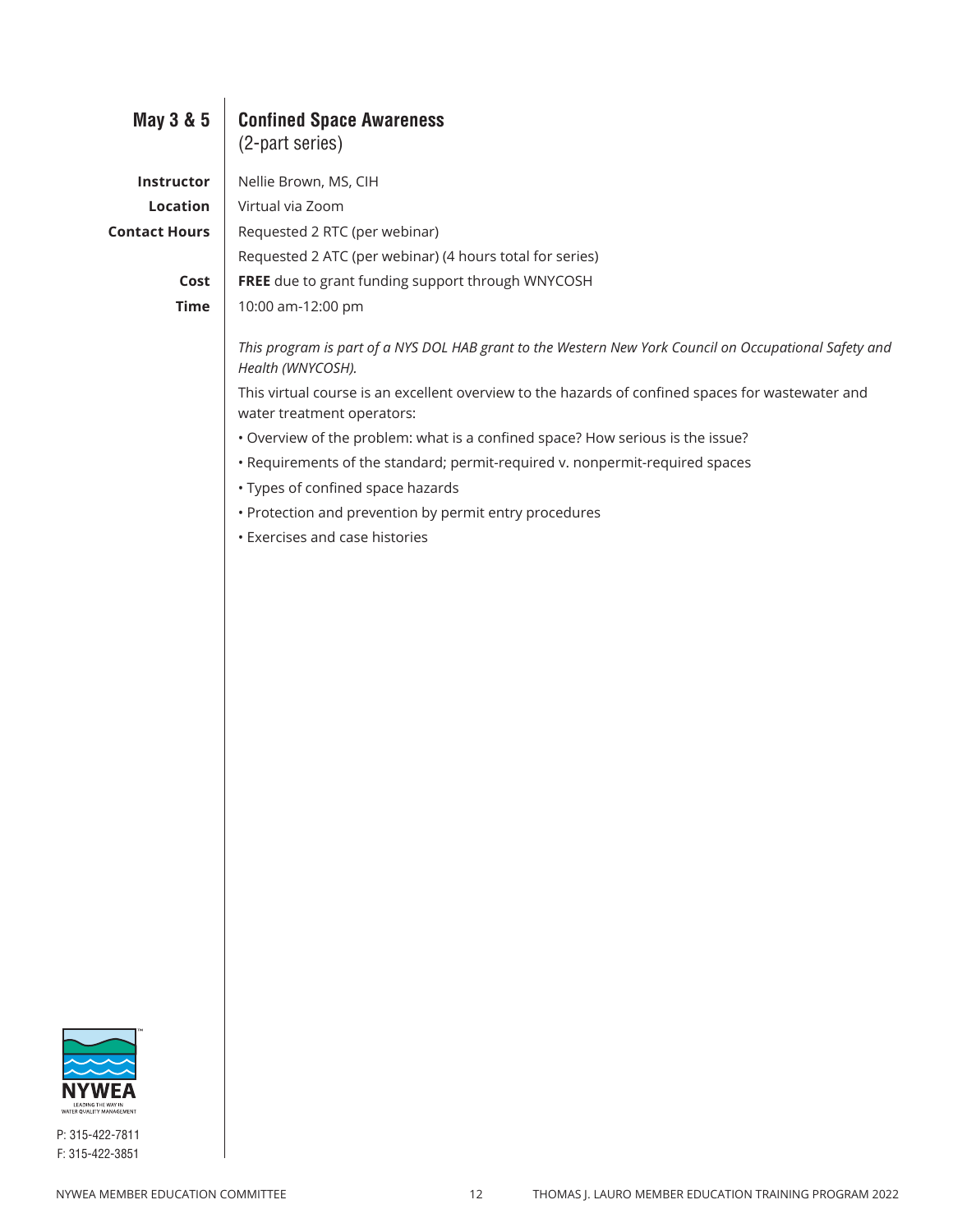## May 3 & 5

## Confined Space Awareness
(2-part series)

**Instructor** Nellie Brown, MS, CIH

**Location** Virtual via Zoom

**Contact Hours** Requested 2 RTC (per webinar)
Requested 2 ATC (per webinar) (4 hours total for series)

**Cost** **FREE** due to grant funding support through WNYCOSH

**Time** 10:00 am-12:00 pm

*This program is part of a NYS DOL HAB grant to the Western New York Council on Occupational Safety and Health (WNYCOSH).*

This virtual course is an excellent overview to the hazards of confined spaces for wastewater and water treatment operators:

- Overview of the problem: what is a confined space? How serious is the issue?
- Requirements of the standard; permit-required v. nonpermit-required spaces
- Types of confined space hazards
- Protection and prevention by permit entry procedures
- Exercises and case histories

NYWEA
LEADING THE WAY IN WATER QUALITY MANAGEMENT

P: 315-422-7811
F: 315-422-3851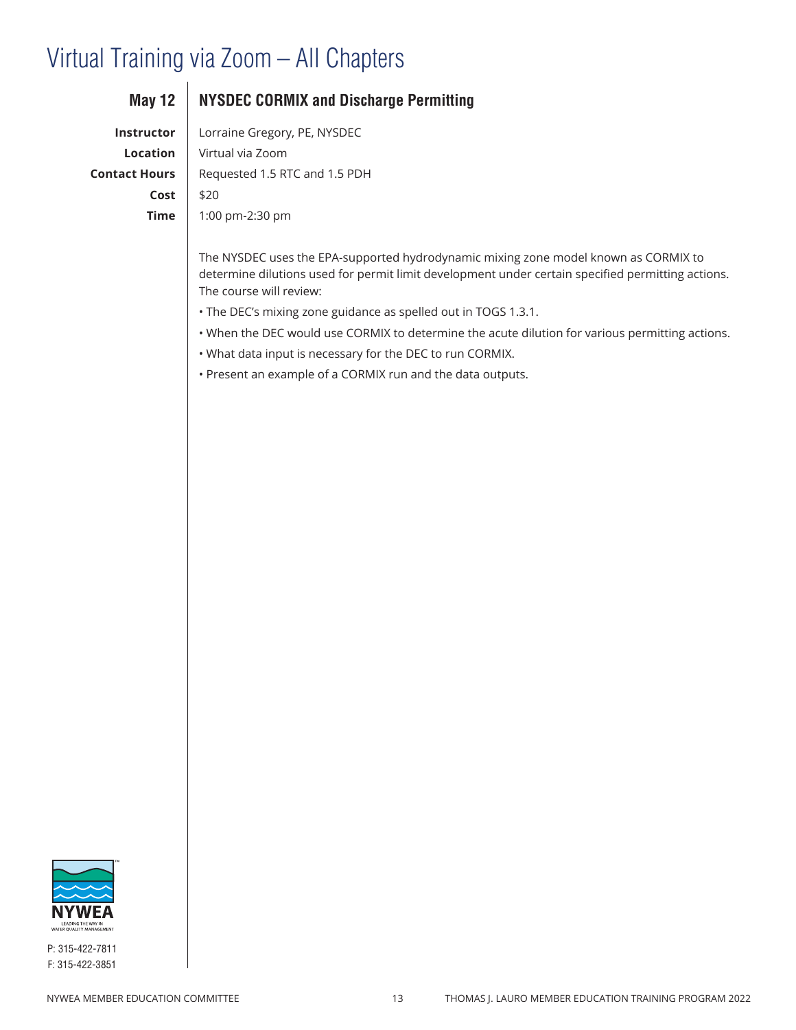# Virtual Training via Zoom – All Chapters

## May 12 | NYSDEC CORMIX and Discharge Permitting

**Instructor** Lorraine Gregory, PE, NYSDEC

**Location** Virtual via Zoom

**Contact Hours** Requested 1.5 RTC and 1.5 PDH

**Cost** $20

**Time** 1:00 pm-2:30 pm

The NYSDEC uses the EPA-supported hydrodynamic mixing zone model known as CORMIX to determine dilutions used for permit limit development under certain specified permitting actions. The course will review:

- The DEC's mixing zone guidance as spelled out in TOGS 1.3.1.
- When the DEC would use CORMIX to determine the acute dilution for various permitting actions.
- What data input is necessary for the DEC to run CORMIX.
- Present an example of a CORMIX run and the data outputs.

NYWEA
LEADING THE WAY IN WATER QUALITY MANAGEMENT

P: 315-422-7811
F: 315-422-3851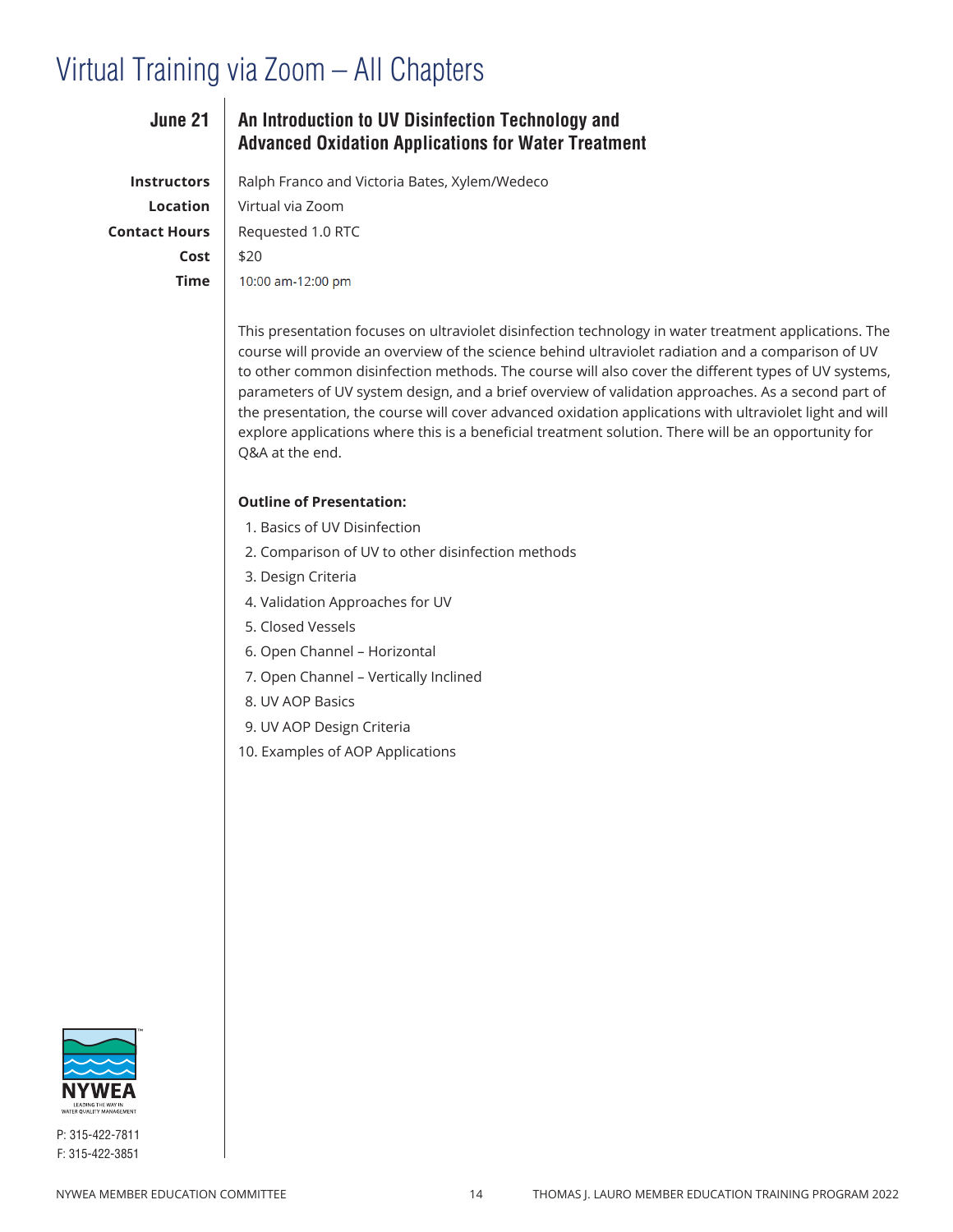# Virtual Training via Zoom – All Chapters

## June 21 — An Introduction to UV Disinfection Technology and Advanced Oxidation Applications for Water Treatment

**Instructors** Ralph Franco and Victoria Bates, Xylem/Wedeco

**Location** Virtual via Zoom

**Contact Hours** Requested 1.0 RTC

**Cost** $20

**Time** 10:00 am-12:00 pm

This presentation focuses on ultraviolet disinfection technology in water treatment applications. The course will provide an overview of the science behind ultraviolet radiation and a comparison of UV to other common disinfection methods. The course will also cover the different types of UV systems, parameters of UV system design, and a brief overview of validation approaches. As a second part of the presentation, the course will cover advanced oxidation applications with ultraviolet light and will explore applications where this is a beneficial treatment solution. There will be an opportunity for Q&A at the end.

**Outline of Presentation:**

1. Basics of UV Disinfection
2. Comparison of UV to other disinfection methods
3. Design Criteria
4. Validation Approaches for UV
5. Closed Vessels
6. Open Channel – Horizontal
7. Open Channel – Vertically Inclined
8. UV AOP Basics
9. UV AOP Design Criteria
10. Examples of AOP Applications

NYWEA
LEADING THE WAY IN WATER QUALITY MANAGEMENT

P: 315-422-7811
F: 315-422-3851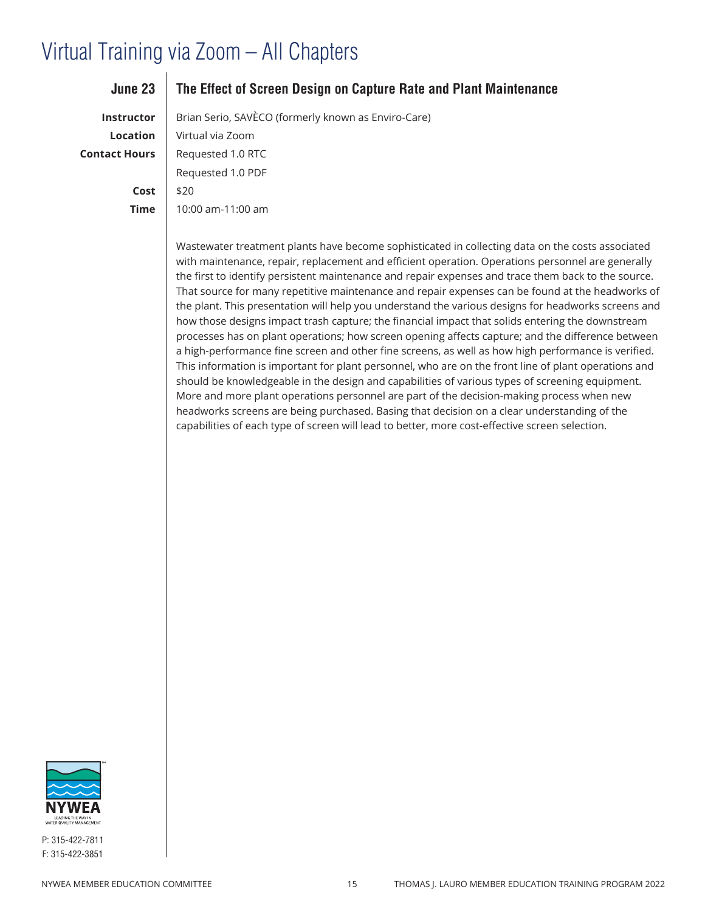# Virtual Training via Zoom – All Chapters

## June 23 — The Effect of Screen Design on Capture Rate and Plant Maintenance

**Instructor** Brian Serio, SAVÈCO (formerly known as Enviro-Care)

**Location** Virtual via Zoom

**Contact Hours** Requested 1.0 RTC
Requested 1.0 PDF

**Cost** $20

**Time** 10:00 am-11:00 am

Wastewater treatment plants have become sophisticated in collecting data on the costs associated with maintenance, repair, replacement and efficient operation. Operations personnel are generally the first to identify persistent maintenance and repair expenses and trace them back to the source. That source for many repetitive maintenance and repair expenses can be found at the headworks of the plant. This presentation will help you understand the various designs for headworks screens and how those designs impact trash capture; the financial impact that solids entering the downstream processes has on plant operations; how screen opening affects capture; and the difference between a high-performance fine screen and other fine screens, as well as how high performance is verified. This information is important for plant personnel, who are on the front line of plant operations and should be knowledgeable in the design and capabilities of various types of screening equipment. More and more plant operations personnel are part of the decision-making process when new headworks screens are being purchased. Basing that decision on a clear understanding of the capabilities of each type of screen will lead to better, more cost-effective screen selection.

NYWEA
LEADING THE WAY IN WATER QUALITY MANAGEMENT

P: 315-422-7811
F: 315-422-3851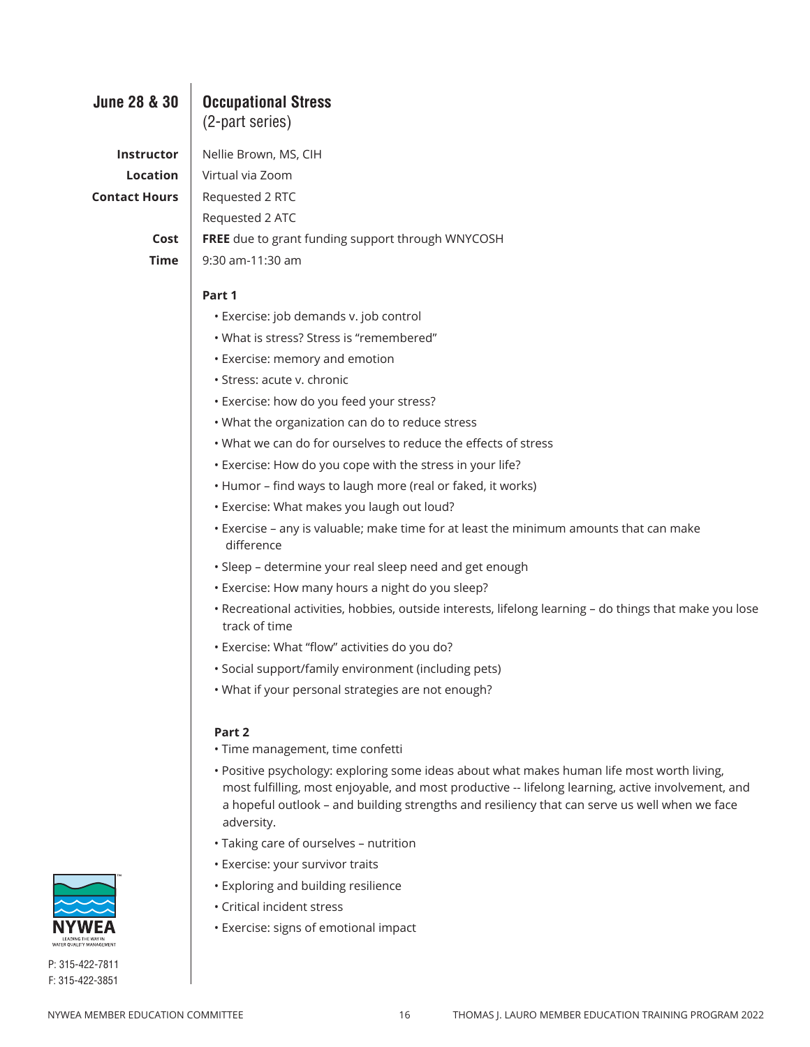## June 28 & 30

## Occupational Stress
(2-part series)

**Instructor** Nellie Brown, MS, CIH

**Location** Virtual via Zoom

**Contact Hours** Requested 2 RTC
Requested 2 ATC

**Cost** **FREE** due to grant funding support through WNYCOSH

**Time** 9:30 am-11:30 am

**Part 1**

- Exercise: job demands v. job control
- What is stress? Stress is “remembered”
- Exercise: memory and emotion
- Stress: acute v. chronic
- Exercise: how do you feed your stress?
- What the organization can do to reduce stress
- What we can do for ourselves to reduce the effects of stress
- Exercise: How do you cope with the stress in your life?
- Humor – find ways to laugh more (real or faked, it works)
- Exercise: What makes you laugh out loud?
- Exercise – any is valuable; make time for at least the minimum amounts that can make difference
- Sleep – determine your real sleep need and get enough
- Exercise: How many hours a night do you sleep?
- Recreational activities, hobbies, outside interests, lifelong learning – do things that make you lose track of time
- Exercise: What “flow” activities do you do?
- Social support/family environment (including pets)
- What if your personal strategies are not enough?

**Part 2**

- Time management, time confetti
- Positive psychology: exploring some ideas about what makes human life most worth living, most fulfilling, most enjoyable, and most productive -- lifelong learning, active involvement, and a hopeful outlook – and building strengths and resiliency that can serve us well when we face adversity.
- Taking care of ourselves – nutrition
- Exercise: your survivor traits
- Exploring and building resilience
- Critical incident stress
- Exercise: signs of emotional impact

NYWEA
LEADING THE WAY IN WATER QUALITY MANAGEMENT

P: 315-422-7811
F: 315-422-3851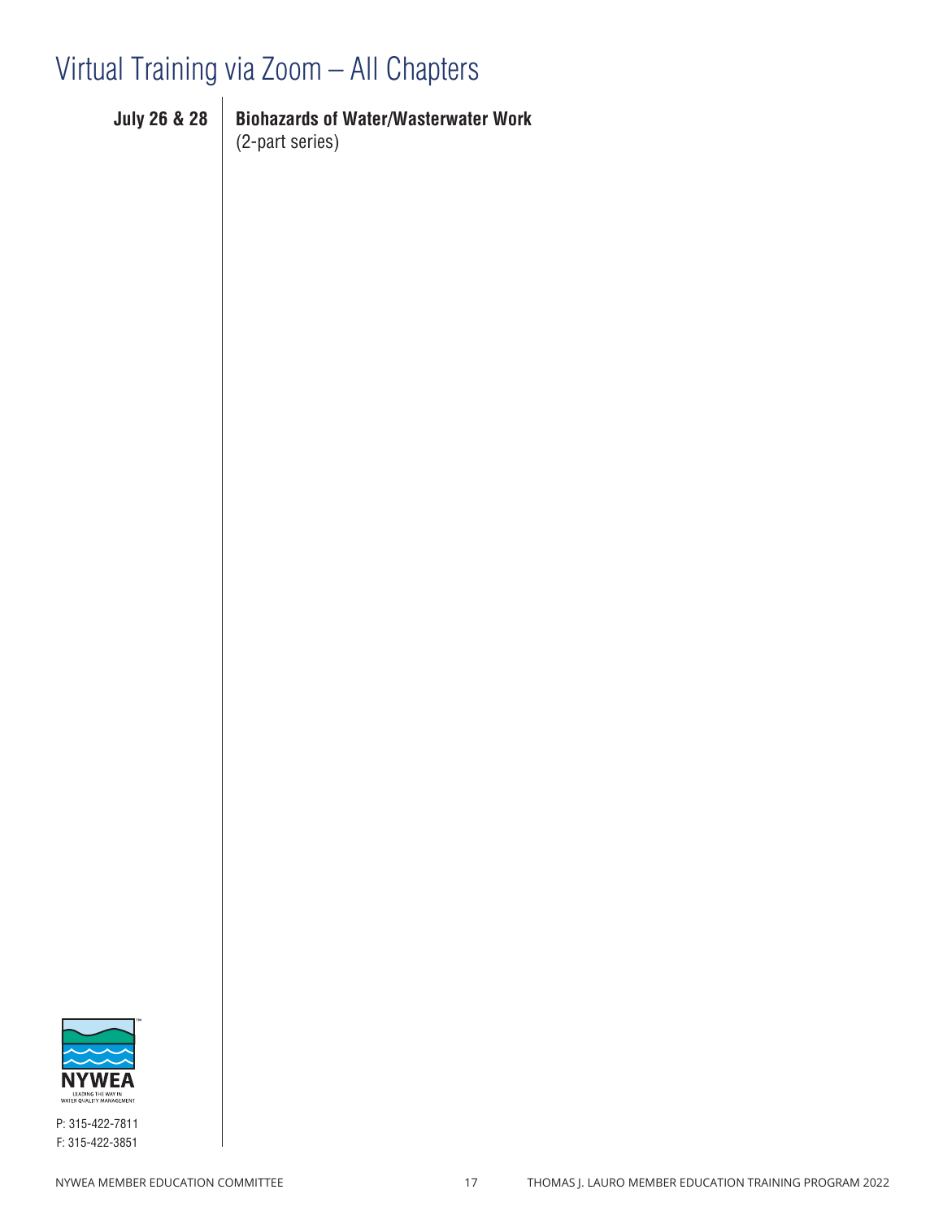# Virtual Training via Zoom – All Chapters

**July 26 & 28** | **Biohazards of Water/Wastewater Work**
(2-part series)

NYWEA
LEADING THE WAY IN WATER QUALITY MANAGEMENT

P: 315-422-7811
F: 315-422-3851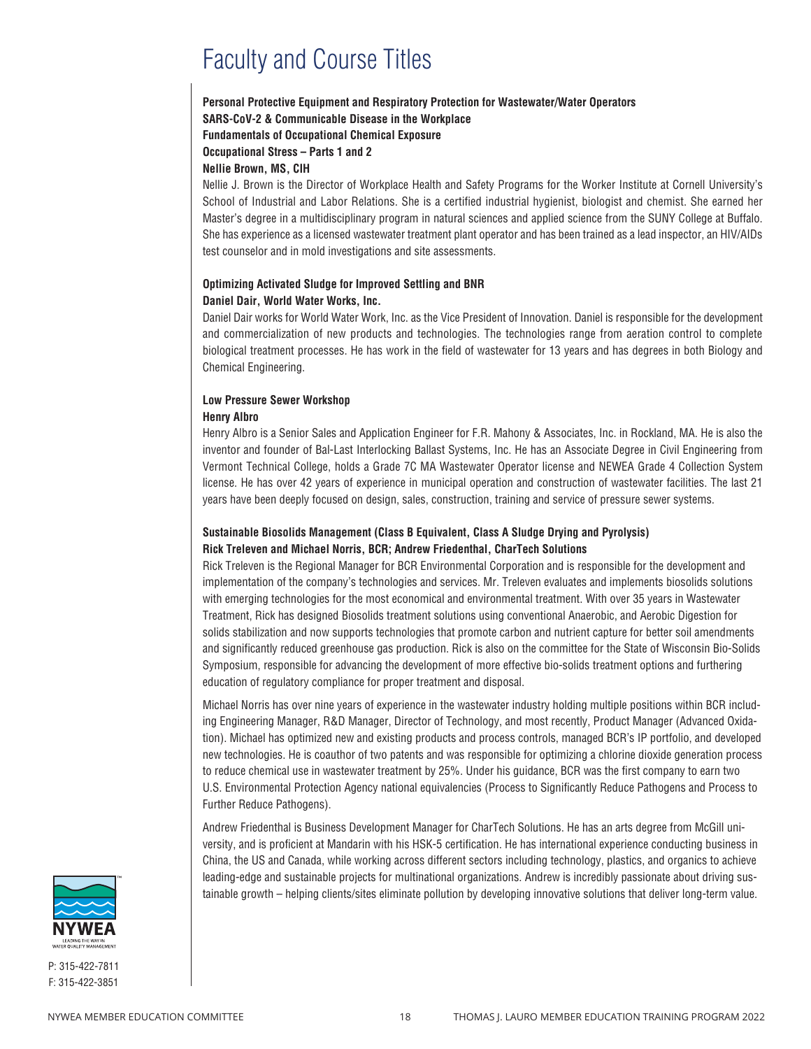# Faculty and Course Titles

**Personal Protective Equipment and Respiratory Protection for Wastewater/Water Operators**
**SARS-CoV-2 & Communicable Disease in the Workplace**
**Fundamentals of Occupational Chemical Exposure**
**Occupational Stress – Parts 1 and 2**
**Nellie Brown, MS, CIH**

Nellie J. Brown is the Director of Workplace Health and Safety Programs for the Worker Institute at Cornell University's School of Industrial and Labor Relations. She is a certified industrial hygienist, biologist and chemist. She earned her Master's degree in a multidisciplinary program in natural sciences and applied science from the SUNY College at Buffalo. She has experience as a licensed wastewater treatment plant operator and has been trained as a lead inspector, an HIV/AIDs test counselor and in mold investigations and site assessments.

**Optimizing Activated Sludge for Improved Settling and BNR**
**Daniel Dair, World Water Works, Inc.**

Daniel Dair works for World Water Work, Inc. as the Vice President of Innovation. Daniel is responsible for the development and commercialization of new products and technologies. The technologies range from aeration control to complete biological treatment processes. He has work in the field of wastewater for 13 years and has degrees in both Biology and Chemical Engineering.

**Low Pressure Sewer Workshop**
**Henry Albro**

Henry Albro is a Senior Sales and Application Engineer for F.R. Mahony & Associates, Inc. in Rockland, MA. He is also the inventor and founder of Bal-Last Interlocking Ballast Systems, Inc. He has an Associate Degree in Civil Engineering from Vermont Technical College, holds a Grade 7C MA Wastewater Operator license and NEWEA Grade 4 Collection System license. He has over 42 years of experience in municipal operation and construction of wastewater facilities. The last 21 years have been deeply focused on design, sales, construction, training and service of pressure sewer systems.

**Sustainable Biosolids Management (Class B Equivalent, Class A Sludge Drying and Pyrolysis)**
**Rick Treleven and Michael Norris, BCR; Andrew Friedenthal, CharTech Solutions**

Rick Treleven is the Regional Manager for BCR Environmental Corporation and is responsible for the development and implementation of the company's technologies and services. Mr. Treleven evaluates and implements biosolids solutions with emerging technologies for the most economical and environmental treatment. With over 35 years in Wastewater Treatment, Rick has designed Biosolids treatment solutions using conventional Anaerobic, and Aerobic Digestion for solids stabilization and now supports technologies that promote carbon and nutrient capture for better soil amendments and significantly reduced greenhouse gas production. Rick is also on the committee for the State of Wisconsin Bio-Solids Symposium, responsible for advancing the development of more effective bio-solids treatment options and furthering education of regulatory compliance for proper treatment and disposal.

Michael Norris has over nine years of experience in the wastewater industry holding multiple positions within BCR including Engineering Manager, R&D Manager, Director of Technology, and most recently, Product Manager (Advanced Oxidation). Michael has optimized new and existing products and process controls, managed BCR's IP portfolio, and developed new technologies. He is coauthor of two patents and was responsible for optimizing a chlorine dioxide generation process to reduce chemical use in wastewater treatment by 25%. Under his guidance, BCR was the first company to earn two U.S. Environmental Protection Agency national equivalencies (Process to Significantly Reduce Pathogens and Process to Further Reduce Pathogens).

Andrew Friedenthal is Business Development Manager for CharTech Solutions. He has an arts degree from McGill university, and is proficient at Mandarin with his HSK-5 certification. He has international experience conducting business in China, the US and Canada, while working across different sectors including technology, plastics, and organics to achieve leading-edge and sustainable projects for multinational organizations. Andrew is incredibly passionate about driving sustainable growth – helping clients/sites eliminate pollution by developing innovative solutions that deliver long-term value.

NYWEA
LEADING THE WAY IN WATER QUALITY MANAGEMENT

P: 315-422-7811
F: 315-422-3851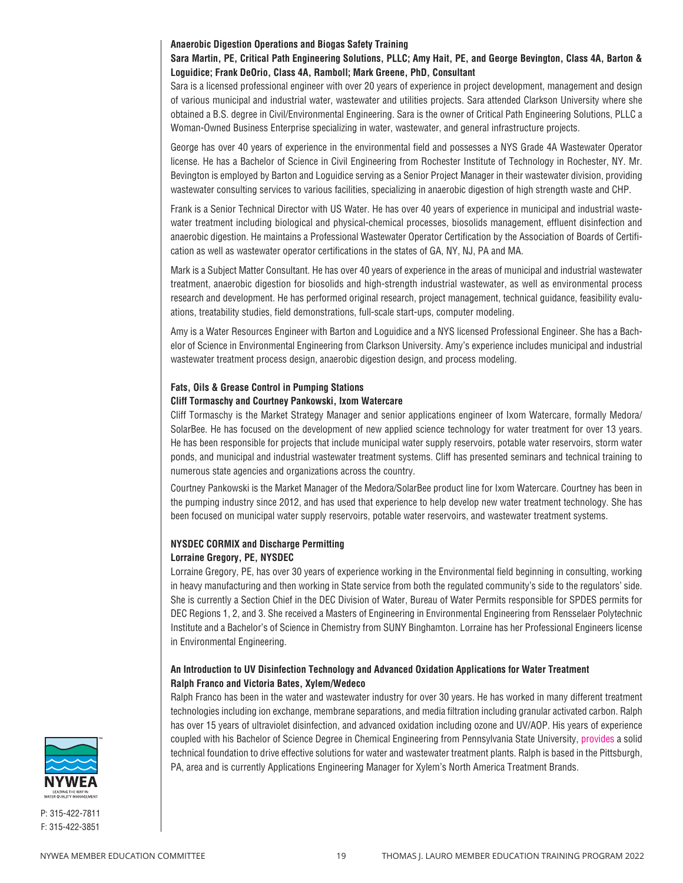**Anaerobic Digestion Operations and Biogas Safety Training**

**Sara Martin, PE, Critical Path Engineering Solutions, PLLC; Amy Hait, PE, and George Bevington, Class 4A, Barton & Loguidice; Frank DeOrio, Class 4A, Ramboll; Mark Greene, PhD, Consultant**

Sara is a licensed professional engineer with over 20 years of experience in project development, management and design of various municipal and industrial water, wastewater and utilities projects. Sara attended Clarkson University where she obtained a B.S. degree in Civil/Environmental Engineering. Sara is the owner of Critical Path Engineering Solutions, PLLC a Woman-Owned Business Enterprise specializing in water, wastewater, and general infrastructure projects.

George has over 40 years of experience in the environmental field and possesses a NYS Grade 4A Wastewater Operator license. He has a Bachelor of Science in Civil Engineering from Rochester Institute of Technology in Rochester, NY. Mr. Bevington is employed by Barton and Loguidice serving as a Senior Project Manager in their wastewater division, providing wastewater consulting services to various facilities, specializing in anaerobic digestion of high strength waste and CHP.

Frank is a Senior Technical Director with US Water. He has over 40 years of experience in municipal and industrial wastewater treatment including biological and physical-chemical processes, biosolids management, effluent disinfection and anaerobic digestion. He maintains a Professional Wastewater Operator Certification by the Association of Boards of Certification as well as wastewater operator certifications in the states of GA, NY, NJ, PA and MA.

Mark is a Subject Matter Consultant. He has over 40 years of experience in the areas of municipal and industrial wastewater treatment, anaerobic digestion for biosolids and high-strength industrial wastewater, as well as environmental process research and development. He has performed original research, project management, technical guidance, feasibility evaluations, treatability studies, field demonstrations, full-scale start-ups, computer modeling.

Amy is a Water Resources Engineer with Barton and Loguidice and a NYS licensed Professional Engineer. She has a Bachelor of Science in Environmental Engineering from Clarkson University. Amy's experience includes municipal and industrial wastewater treatment process design, anaerobic digestion design, and process modeling.

**Fats, Oils & Grease Control in Pumping Stations**

**Cliff Tormaschy and Courtney Pankowski, Ixom Watercare**

Cliff Tormaschy is the Market Strategy Manager and senior applications engineer of Ixom Watercare, formally Medora/SolarBee. He has focused on the development of new applied science technology for water treatment for over 13 years. He has been responsible for projects that include municipal water supply reservoirs, potable water reservoirs, storm water ponds, and municipal and industrial wastewater treatment systems. Cliff has presented seminars and technical training to numerous state agencies and organizations across the country.

Courtney Pankowski is the Market Manager of the Medora/SolarBee product line for Ixom Watercare. Courtney has been in the pumping industry since 2012, and has used that experience to help develop new water treatment technology. She has been focused on municipal water supply reservoirs, potable water reservoirs, and wastewater treatment systems.

**NYSDEC CORMIX and Discharge Permitting**

**Lorraine Gregory, PE, NYSDEC**

Lorraine Gregory, PE, has over 30 years of experience working in the Environmental field beginning in consulting, working in heavy manufacturing and then working in State service from both the regulated community's side to the regulators' side. She is currently a Section Chief in the DEC Division of Water, Bureau of Water Permits responsible for SPDES permits for DEC Regions 1, 2, and 3. She received a Masters of Engineering in Environmental Engineering from Rensselaer Polytechnic Institute and a Bachelor's of Science in Chemistry from SUNY Binghamton. Lorraine has her Professional Engineers license in Environmental Engineering.

**An Introduction to UV Disinfection Technology and Advanced Oxidation Applications for Water Treatment**

**Ralph Franco and Victoria Bates, Xylem/Wedeco**

Ralph Franco has been in the water and wastewater industry for over 30 years. He has worked in many different treatment technologies including ion exchange, membrane separations, and media filtration including granular activated carbon. Ralph has over 15 years of ultraviolet disinfection, and advanced oxidation including ozone and UV/AOP. His years of experience coupled with his Bachelor of Science Degree in Chemical Engineering from Pennsylvania State University, provides a solid technical foundation to drive effective solutions for water and wastewater treatment plants. Ralph is based in the Pittsburgh, PA, area and is currently Applications Engineering Manager for Xylem's North America Treatment Brands.

NYWEA
LEADING THE WAY IN WATER QUALITY MANAGEMENT

P: 315-422-7811
F: 315-422-3851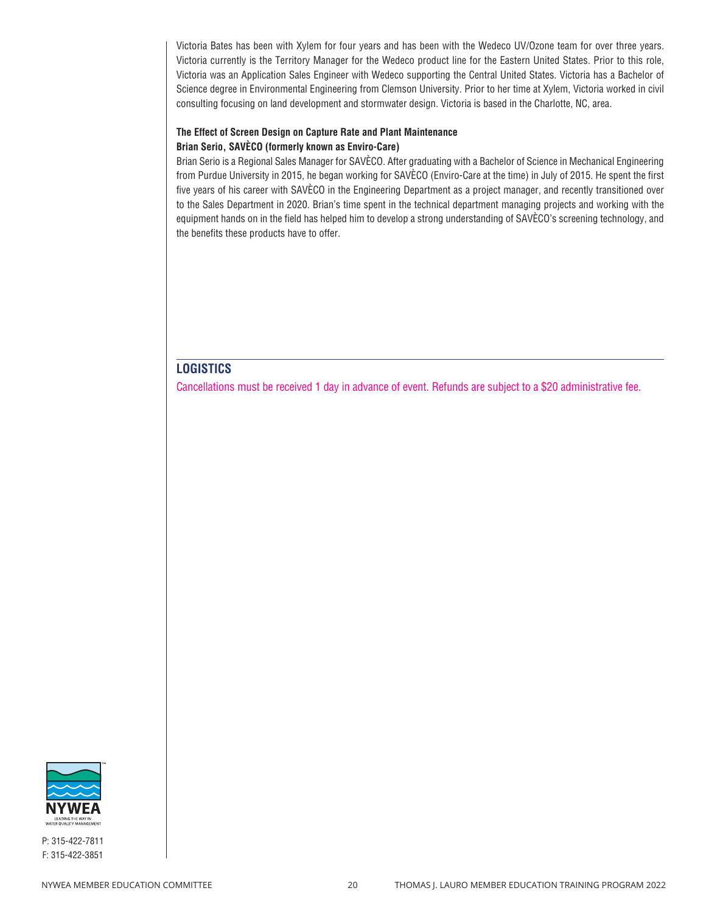Victoria Bates has been with Xylem for four years and has been with the Wedeco UV/Ozone team for over three years. Victoria currently is the Territory Manager for the Wedeco product line for the Eastern United States. Prior to this role, Victoria was an Application Sales Engineer with Wedeco supporting the Central United States. Victoria has a Bachelor of Science degree in Environmental Engineering from Clemson University. Prior to her time at Xylem, Victoria worked in civil consulting focusing on land development and stormwater design. Victoria is based in the Charlotte, NC, area.

**The Effect of Screen Design on Capture Rate and Plant Maintenance**
**Brian Serio, SAVÈCO (formerly known as Enviro-Care)**

Brian Serio is a Regional Sales Manager for SAVÈCO. After graduating with a Bachelor of Science in Mechanical Engineering from Purdue University in 2015, he began working for SAVÈCO (Enviro-Care at the time) in July of 2015. He spent the first five years of his career with SAVÈCO in the Engineering Department as a project manager, and recently transitioned over to the Sales Department in 2020. Brian's time spent in the technical department managing projects and working with the equipment hands on in the field has helped him to develop a strong understanding of SAVÈCO's screening technology, and the benefits these products have to offer.

## LOGISTICS

Cancellations must be received 1 day in advance of event. Refunds are subject to a $20 administrative fee.

NYWEA
LEADING THE WAY IN WATER QUALITY MANAGEMENT

P: 315-422-7811
F: 315-422-3851